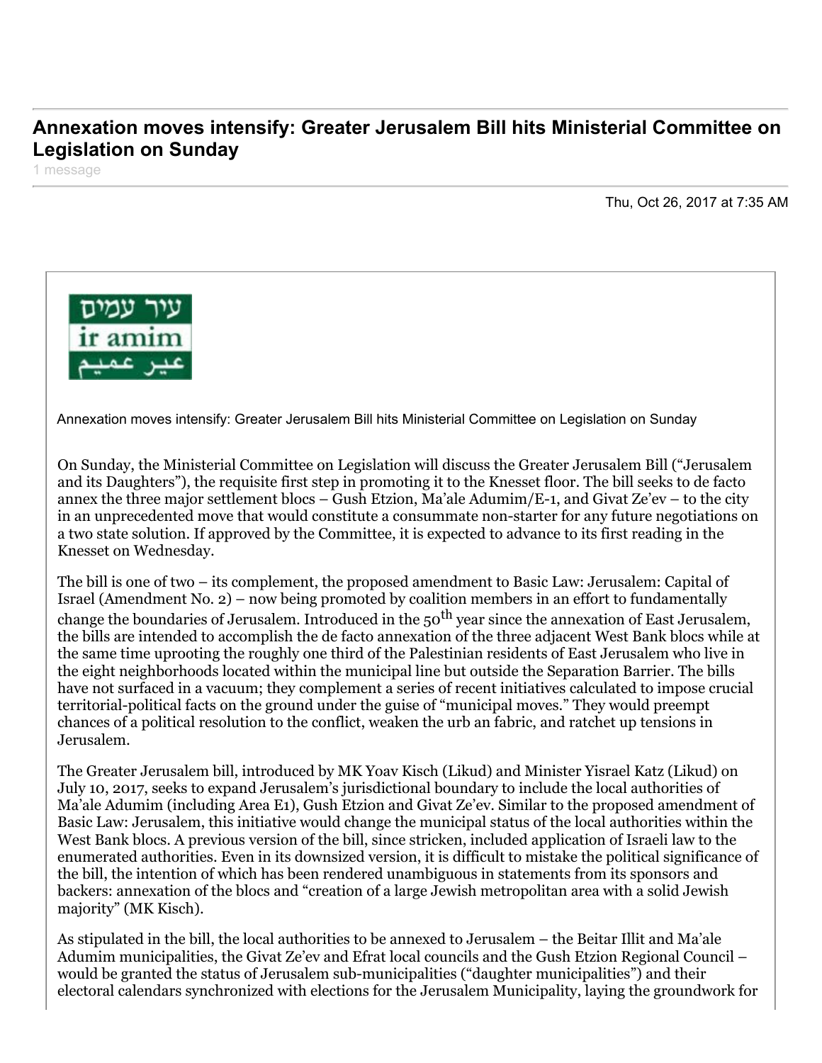# Annexation moves intensify: Greater Jerusalem Bill hits Ministerial Committee on Legislation on Sunday

1 message

Thu, Oct 26, 2017 at 7:35 AM

עיר עמים
ir amim
عير عميم

Annexation moves intensify: Greater Jerusalem Bill hits Ministerial Committee on Legislation on Sunday

On Sunday, the Ministerial Committee on Legislation will discuss the Greater Jerusalem Bill ("Jerusalem and its Daughters"), the requisite first step in promoting it to the Knesset floor. The bill seeks to de facto annex the three major settlement blocs – Gush Etzion, Ma'ale Adumim/E-1, and Givat Ze'ev – to the city in an unprecedented move that would constitute a consummate non-starter for any future negotiations on a two state solution. If approved by the Committee, it is expected to advance to its first reading in the Knesset on Wednesday.

The bill is one of two – its complement, the proposed amendment to Basic Law: Jerusalem: Capital of Israel (Amendment No. 2) – now being promoted by coalition members in an effort to fundamentally change the boundaries of Jerusalem. Introduced in the 50th year since the annexation of East Jerusalem, the bills are intended to accomplish the de facto annexation of the three adjacent West Bank blocs while at the same time uprooting the roughly one third of the Palestinian residents of East Jerusalem who live in the eight neighborhoods located within the municipal line but outside the Separation Barrier. The bills have not surfaced in a vacuum; they complement a series of recent initiatives calculated to impose crucial territorial-political facts on the ground under the guise of "municipal moves." They would preempt chances of a political resolution to the conflict, weaken the urb an fabric, and ratchet up tensions in Jerusalem.

The Greater Jerusalem bill, introduced by MK Yoav Kisch (Likud) and Minister Yisrael Katz (Likud) on July 10, 2017, seeks to expand Jerusalem's jurisdictional boundary to include the local authorities of Ma'ale Adumim (including Area E1), Gush Etzion and Givat Ze'ev. Similar to the proposed amendment of Basic Law: Jerusalem, this initiative would change the municipal status of the local authorities within the West Bank blocs. A previous version of the bill, since stricken, included application of Israeli law to the enumerated authorities. Even in its downsized version, it is difficult to mistake the political significance of the bill, the intention of which has been rendered unambiguous in statements from its sponsors and backers: annexation of the blocs and "creation of a large Jewish metropolitan area with a solid Jewish majority" (MK Kisch).

As stipulated in the bill, the local authorities to be annexed to Jerusalem – the Beitar Illit and Ma'ale Adumim municipalities, the Givat Ze'ev and Efrat local councils and the Gush Etzion Regional Council – would be granted the status of Jerusalem sub-municipalities ("daughter municipalities") and their electoral calendars synchronized with elections for the Jerusalem Municipality, laying the groundwork for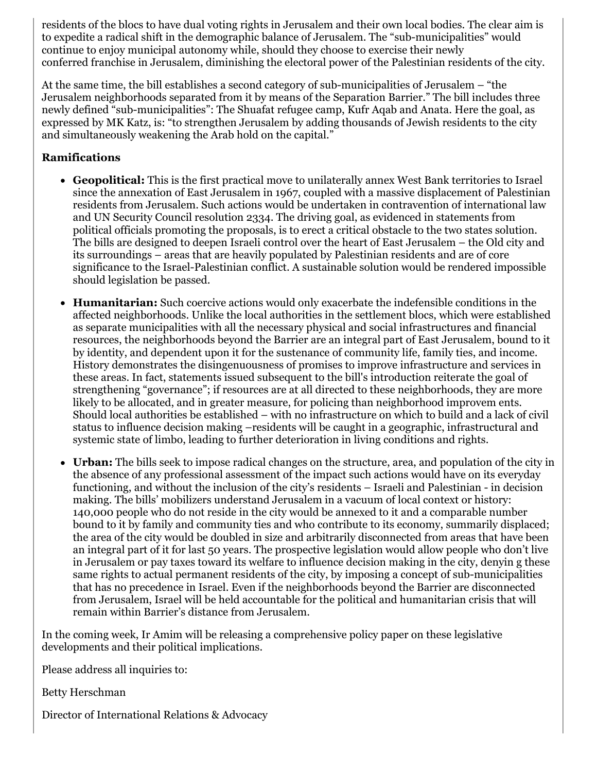residents of the blocs to have dual voting rights in Jerusalem and their own local bodies. The clear aim is to expedite a radical shift in the demographic balance of Jerusalem. The "sub-municipalities" would continue to enjoy municipal autonomy while, should they choose to exercise their newly conferred franchise in Jerusalem, diminishing the electoral power of the Palestinian residents of the city.

At the same time, the bill establishes a second category of sub-municipalities of Jerusalem – "the Jerusalem neighborhoods separated from it by means of the Separation Barrier." The bill includes three newly defined "sub-municipalities": The Shuafat refugee camp, Kufr Aqab and Anata. Here the goal, as expressed by MK Katz, is: "to strengthen Jerusalem by adding thousands of Jewish residents to the city and simultaneously weakening the Arab hold on the capital."

### Ramifications

- **Geopolitical:** This is the first practical move to unilaterally annex West Bank territories to Israel since the annexation of East Jerusalem in 1967, coupled with a massive displacement of Palestinian residents from Jerusalem. Such actions would be undertaken in contravention of international law and UN Security Council resolution 2334. The driving goal, as evidenced in statements from political officials promoting the proposals, is to erect a critical obstacle to the two states solution. The bills are designed to deepen Israeli control over the heart of East Jerusalem – the Old city and its surroundings – areas that are heavily populated by Palestinian residents and are of core significance to the Israel-Palestinian conflict. A sustainable solution would be rendered impossible should legislation be passed.
- **Humanitarian:** Such coercive actions would only exacerbate the indefensible conditions in the affected neighborhoods. Unlike the local authorities in the settlement blocs, which were established as separate municipalities with all the necessary physical and social infrastructures and financial resources, the neighborhoods beyond the Barrier are an integral part of East Jerusalem, bound to it by identity, and dependent upon it for the sustenance of community life, family ties, and income. History demonstrates the disingenuousness of promises to improve infrastructure and services in these areas. In fact, statements issued subsequent to the bill's introduction reiterate the goal of strengthening "governance"; if resources are at all directed to these neighborhoods, they are more likely to be allocated, and in greater measure, for policing than neighborhood improvem ents. Should local authorities be established – with no infrastructure on which to build and a lack of civil status to influence decision making –residents will be caught in a geographic, infrastructural and systemic state of limbo, leading to further deterioration in living conditions and rights.
- **Urban:** The bills seek to impose radical changes on the structure, area, and population of the city in the absence of any professional assessment of the impact such actions would have on its everyday functioning, and without the inclusion of the city's residents – Israeli and Palestinian - in decision making. The bills' mobilizers understand Jerusalem in a vacuum of local context or history: 140,000 people who do not reside in the city would be annexed to it and a comparable number bound to it by family and community ties and who contribute to its economy, summarily displaced; the area of the city would be doubled in size and arbitrarily disconnected from areas that have been an integral part of it for last 50 years. The prospective legislation would allow people who don't live in Jerusalem or pay taxes toward its welfare to influence decision making in the city, denyin g these same rights to actual permanent residents of the city, by imposing a concept of sub-municipalities that has no precedence in Israel. Even if the neighborhoods beyond the Barrier are disconnected from Jerusalem, Israel will be held accountable for the political and humanitarian crisis that will remain within Barrier's distance from Jerusalem.

In the coming week, Ir Amim will be releasing a comprehensive policy paper on these legislative developments and their political implications.

Please address all inquiries to:

Betty Herschman

Director of International Relations & Advocacy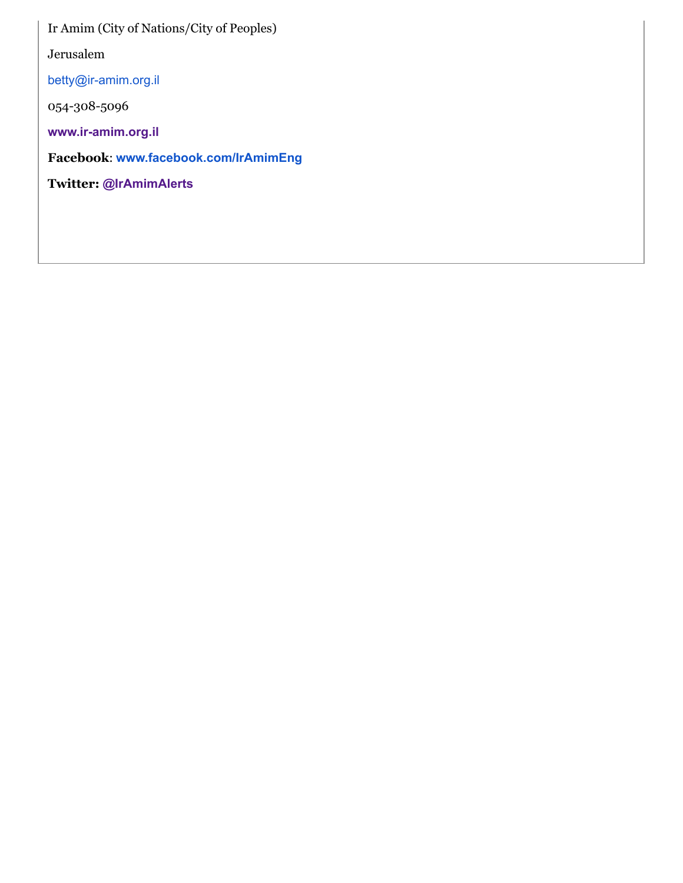Ir Amim (City of Nations/City of Peoples)

Jerusalem

betty@ir-amim.org.il

054-308-5096

**www.ir-amim.org.il**

**Facebook**: **www.facebook.com/IrAmimEng**

**Twitter: @IrAmimAlerts**